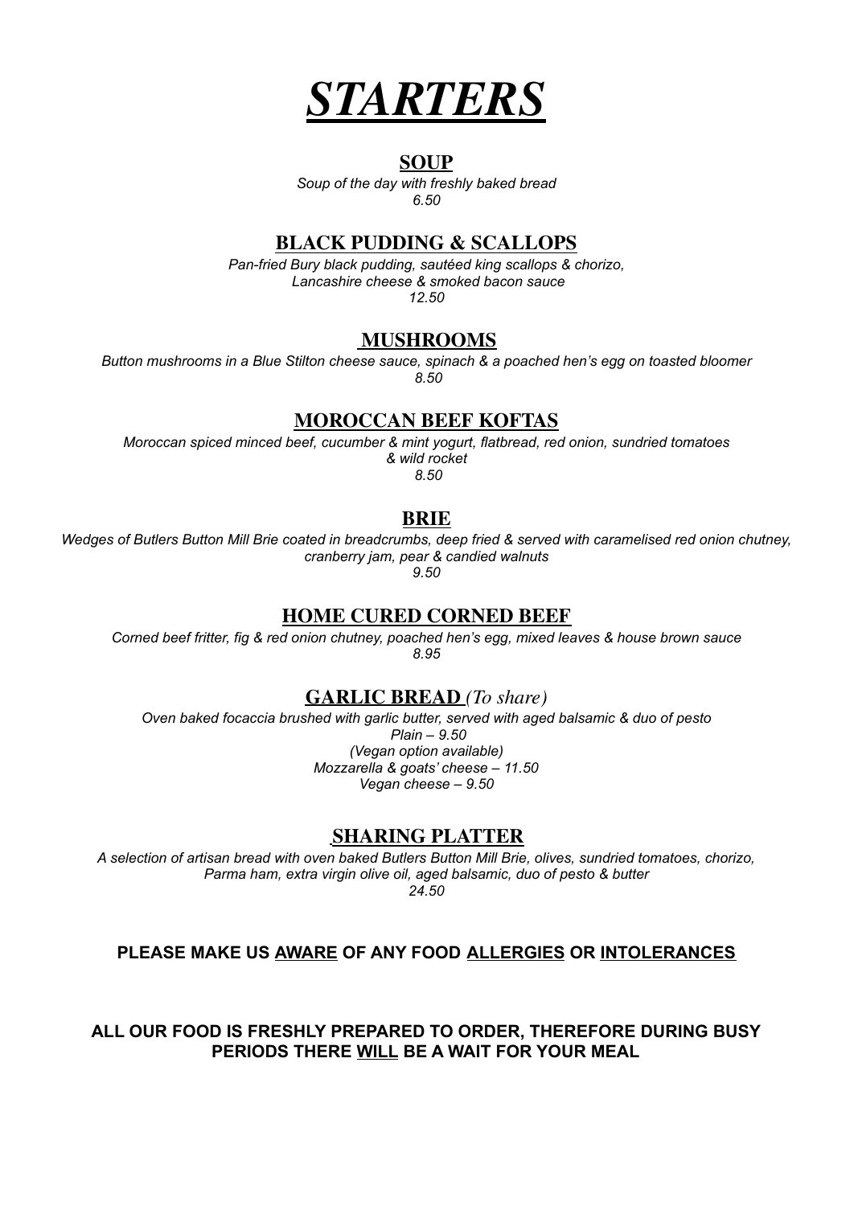# *STARTERS*

## SOUP

*Soup of the day with freshly baked bread*
*6.50*

## BLACK PUDDING & SCALLOPS

*Pan-fried Bury black pudding, sautéed king scallops & chorizo,*
*Lancashire cheese & smoked bacon sauce*
*12.50*

## MUSHROOMS

*Button mushrooms in a Blue Stilton cheese sauce, spinach & a poached hen's egg on toasted bloomer*
*8.50*

## MOROCCAN BEEF KOFTAS

*Moroccan spiced minced beef, cucumber & mint yogurt, flatbread, red onion, sundried tomatoes & wild rocket*
*8.50*

## BRIE

*Wedges of Butlers Button Mill Brie coated in breadcrumbs, deep fried & served with caramelised red onion chutney, cranberry jam, pear & candied walnuts*
*9.50*

## HOME CURED CORNED BEEF

*Corned beef fritter, fig & red onion chutney, poached hen's egg, mixed leaves & house brown sauce*
*8.95*

## GARLIC BREAD *(To share)*

*Oven baked focaccia brushed with garlic butter, served with aged balsamic & duo of pesto*
*Plain – 9.50*
*(Vegan option available)*
*Mozzarella & goats' cheese – 11.50*
*Vegan cheese – 9.50*

## SHARING PLATTER

*A selection of artisan bread with oven baked Butlers Button Mill Brie, olives, sundried tomatoes, chorizo, Parma ham, extra virgin olive oil, aged balsamic, duo of pesto & butter*
*24.50*

**PLEASE MAKE US AWARE OF ANY FOOD ALLERGIES OR INTOLERANCES**

**ALL OUR FOOD IS FRESHLY PREPARED TO ORDER, THEREFORE DURING BUSY PERIODS THERE WILL BE A WAIT FOR YOUR MEAL**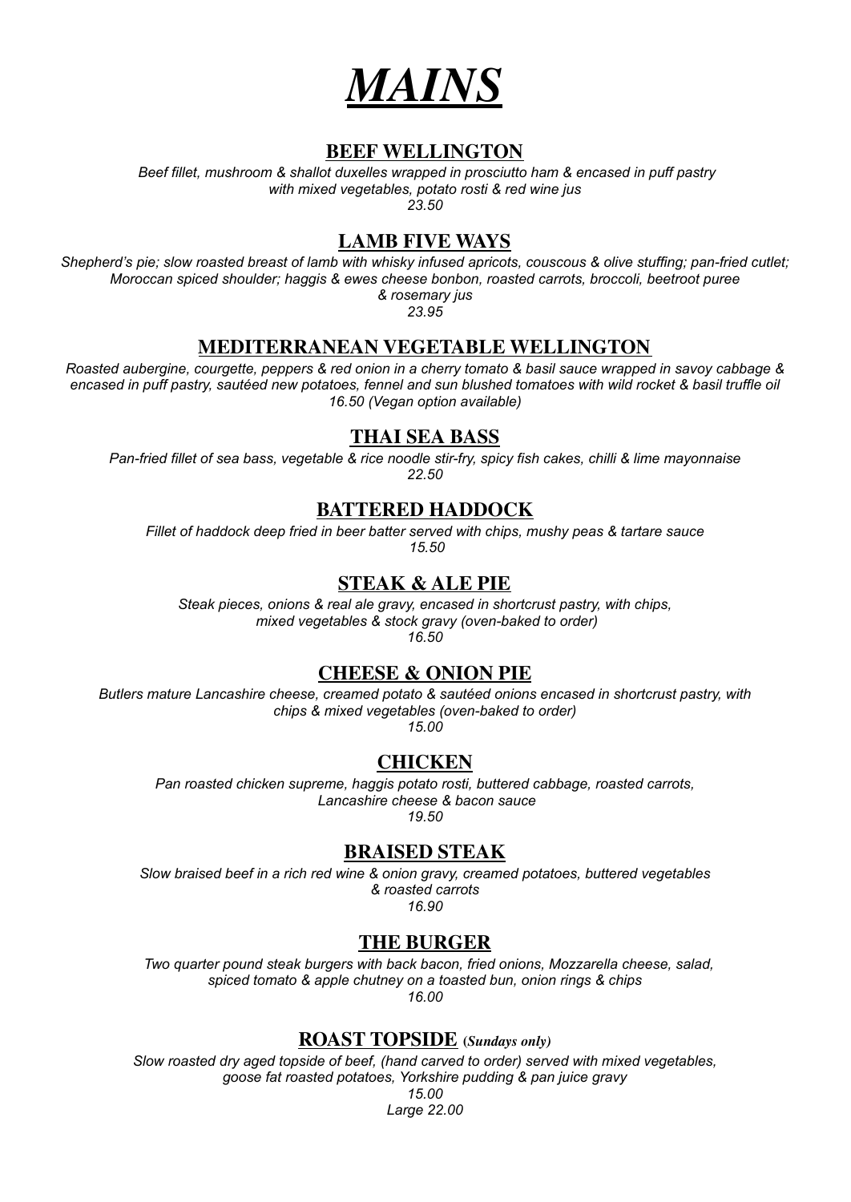# *MAINS*

## BEEF WELLINGTON

*Beef fillet, mushroom & shallot duxelles wrapped in prosciutto ham & encased in puff pastry with mixed vegetables, potato rosti & red wine jus*
*23.50*

## LAMB FIVE WAYS

*Shepherd's pie; slow roasted breast of lamb with whisky infused apricots, couscous & olive stuffing; pan-fried cutlet; Moroccan spiced shoulder; haggis & ewes cheese bonbon, roasted carrots, broccoli, beetroot puree & rosemary jus*
*23.95*

## MEDITERRANEAN VEGETABLE WELLINGTON

*Roasted aubergine, courgette, peppers & red onion in a cherry tomato & basil sauce wrapped in savoy cabbage & encased in puff pastry, sautéed new potatoes, fennel and sun blushed tomatoes with wild rocket & basil truffle oil*
*16.50 (Vegan option available)*

## THAI SEA BASS

*Pan-fried fillet of sea bass, vegetable & rice noodle stir-fry, spicy fish cakes, chilli & lime mayonnaise*
*22.50*

## BATTERED HADDOCK

*Fillet of haddock deep fried in beer batter served with chips, mushy peas & tartare sauce*
*15.50*

## STEAK & ALE PIE

*Steak pieces, onions & real ale gravy, encased in shortcrust pastry, with chips, mixed vegetables & stock gravy (oven-baked to order)*
*16.50*

## CHEESE & ONION PIE

*Butlers mature Lancashire cheese, creamed potato & sautéed onions encased in shortcrust pastry, with chips & mixed vegetables (oven-baked to order)*
*15.00*

## CHICKEN

*Pan roasted chicken supreme, haggis potato rosti, buttered cabbage, roasted carrots, Lancashire cheese & bacon sauce*
*19.50*

## BRAISED STEAK

*Slow braised beef in a rich red wine & onion gravy, creamed potatoes, buttered vegetables & roasted carrots*
*16.90*

## THE BURGER

*Two quarter pound steak burgers with back bacon, fried onions, Mozzarella cheese, salad, spiced tomato & apple chutney on a toasted bun, onion rings & chips*
*16.00*

## ROAST TOPSIDE *(Sundays only)*

*Slow roasted dry aged topside of beef, (hand carved to order) served with mixed vegetables, goose fat roasted potatoes, Yorkshire pudding & pan juice gravy*
*15.00*
*Large 22.00*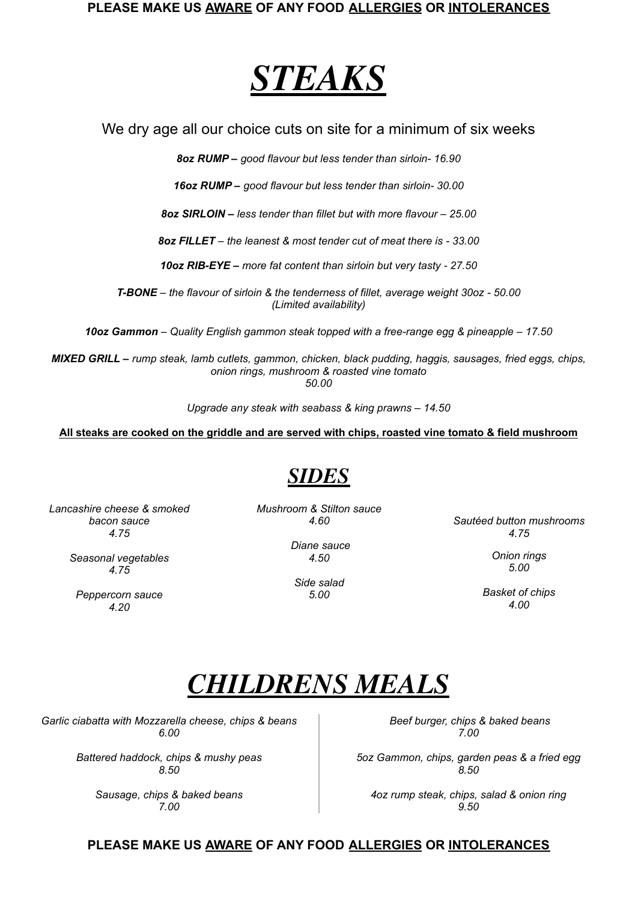**PLEASE MAKE US AWARE OF ANY FOOD ALLERGIES OR INTOLERANCES**

# *STEAKS*

We dry age all our choice cuts on site for a minimum of six weeks

***8oz RUMP –*** *good flavour but less tender than sirloin- 16.90*

***16oz RUMP –*** *good flavour but less tender than sirloin- 30.00*

***8oz SIRLOIN –*** *less tender than fillet but with more flavour – 25.00*

***8oz FILLET*** *– the leanest & most tender cut of meat there is - 33.00*

***10oz RIB-EYE –*** *more fat content than sirloin but very tasty - 27.50*

***T-BONE*** *– the flavour of sirloin & the tenderness of fillet, average weight 30oz - 50.00*
*(Limited availability)*

***10oz Gammon*** *– Quality English gammon steak topped with a free-range egg & pineapple – 17.50*

***MIXED GRILL –*** *rump steak, lamb cutlets, gammon, chicken, black pudding, haggis, sausages, fried eggs, chips, onion rings, mushroom & roasted vine tomato*
*50.00*

*Upgrade any steak with seabass & king prawns – 14.50*

**All steaks are cooked on the griddle and are served with chips, roasted vine tomato & field mushroom**

## *SIDES*

*Lancashire cheese & smoked bacon sauce*
*4.75*

*Seasonal vegetables*
*4.75*

*Peppercorn sauce*
*4.20*

*Mushroom & Stilton sauce*
*4.60*

*Diane sauce*
*4.50*

*Side salad*
*5.00*

*Sautéed button mushrooms*
*4.75*

*Onion rings*
*5.00*

*Basket of chips*
*4.00*

# *CHILDRENS MEALS*

*Garlic ciabatta with Mozzarella cheese, chips & beans*
*6.00*

*Battered haddock, chips & mushy peas*
*8.50*

*Sausage, chips & baked beans*
*7.00*

*Beef burger, chips & baked beans*
*7.00*

*5oz Gammon, chips, garden peas & a fried egg*
*8.50*

*4oz rump steak, chips, salad & onion ring*
*9.50*

**PLEASE MAKE US AWARE OF ANY FOOD ALLERGIES OR INTOLERANCES**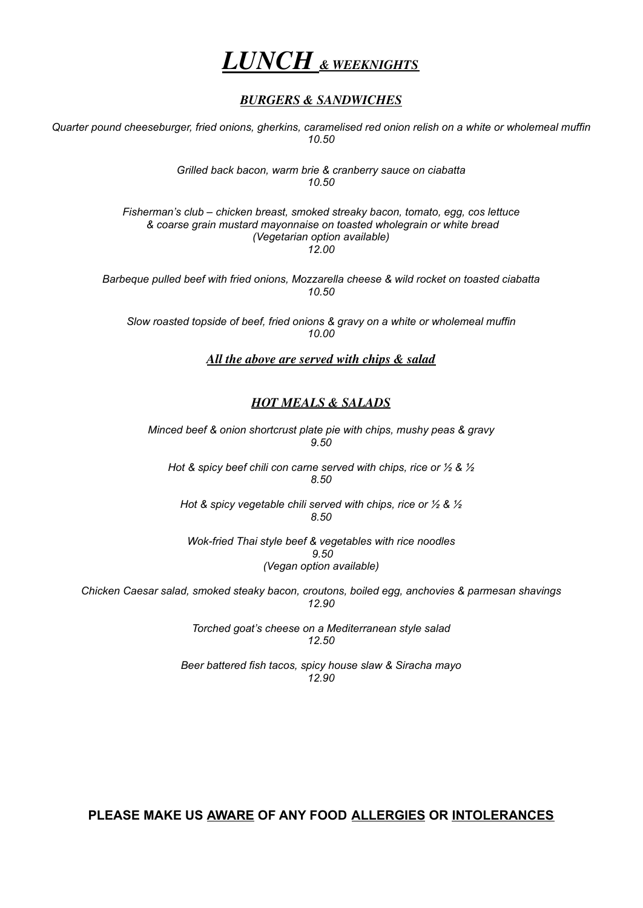# *LUNCH & WEEKNIGHTS*

## *BURGERS & SANDWICHES*

*Quarter pound cheeseburger, fried onions, gherkins, caramelised red onion relish on a white or wholemeal muffin*
*10.50*

*Grilled back bacon, warm brie & cranberry sauce on ciabatta*
*10.50*

*Fisherman's club – chicken breast, smoked streaky bacon, tomato, egg, cos lettuce & coarse grain mustard mayonnaise on toasted wholegrain or white bread*
*(Vegetarian option available)*
*12.00*

*Barbeque pulled beef with fried onions, Mozzarella cheese & wild rocket on toasted ciabatta*
*10.50*

*Slow roasted topside of beef, fried onions & gravy on a white or wholemeal muffin*
*10.00*

***All the above are served with chips & salad***

## *HOT MEALS & SALADS*

*Minced beef & onion shortcrust plate pie with chips, mushy peas & gravy*
*9.50*

*Hot & spicy beef chili con carne served with chips, rice or ½ & ½*
*8.50*

*Hot & spicy vegetable chili served with chips, rice or ½ & ½*
*8.50*

*Wok-fried Thai style beef & vegetables with rice noodles*
*9.50*
*(Vegan option available)*

*Chicken Caesar salad, smoked steaky bacon, croutons, boiled egg, anchovies & parmesan shavings*
*12.90*

*Torched goat's cheese on a Mediterranean style salad*
*12.50*

*Beer battered fish tacos, spicy house slaw & Siracha mayo*
*12.90*

**PLEASE MAKE US AWARE OF ANY FOOD ALLERGIES OR INTOLERANCES**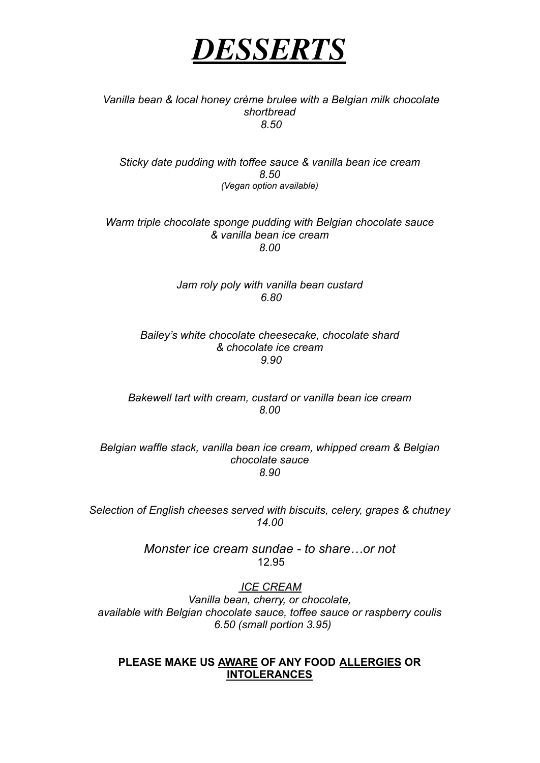# ***DESSERTS***

*Vanilla bean & local honey crème brulee with a Belgian milk chocolate shortbread*
*8.50*

*Sticky date pudding with toffee sauce & vanilla bean ice cream*
*8.50*
*(Vegan option available)*

*Warm triple chocolate sponge pudding with Belgian chocolate sauce & vanilla bean ice cream*
*8.00*

*Jam roly poly with vanilla bean custard*
*6.80*

*Bailey's white chocolate cheesecake, chocolate shard & chocolate ice cream*
*9.90*

*Bakewell tart with cream, custard or vanilla bean ice cream*
*8.00*

*Belgian waffle stack, vanilla bean ice cream, whipped cream & Belgian chocolate sauce*
*8.90*

*Selection of English cheeses served with biscuits, celery, grapes & chutney*
*14.00*

*Monster ice cream sundae - to share…or not*
12.95

*ICE CREAM*
*Vanilla bean, cherry, or chocolate,*
*available with Belgian chocolate sauce, toffee sauce or raspberry coulis*
*6.50 (small portion 3.95)*

**PLEASE MAKE US AWARE OF ANY FOOD ALLERGIES OR INTOLERANCES**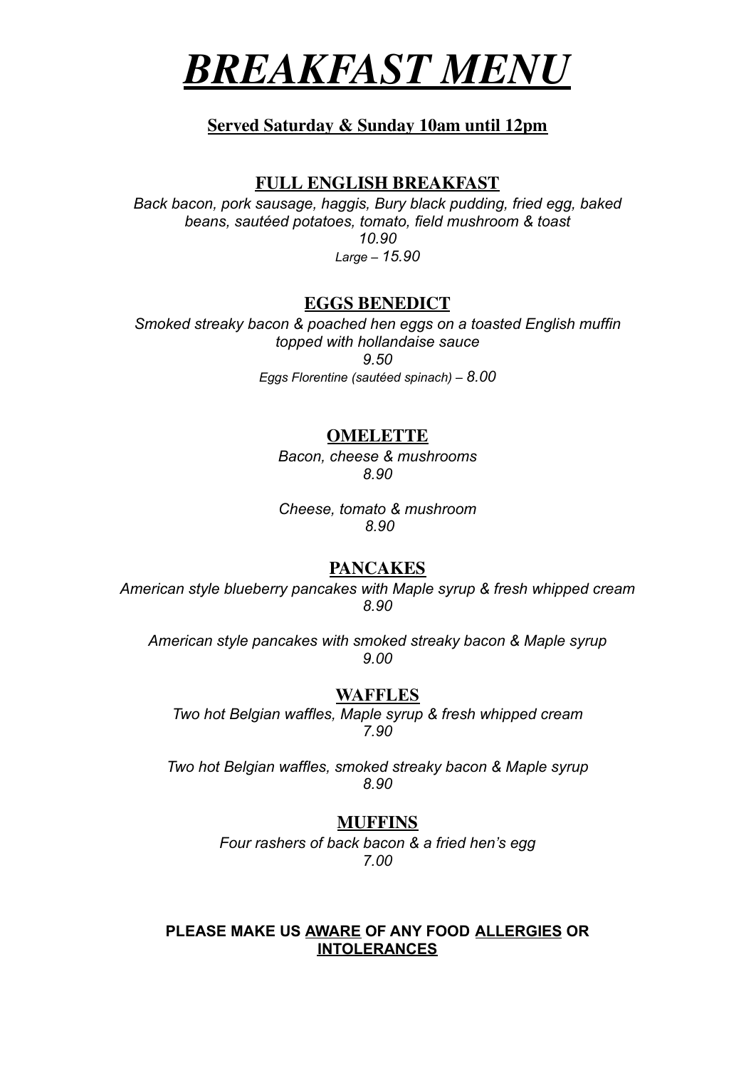# *BREAKFAST MENU*

**Served Saturday & Sunday 10am until 12pm**

## FULL ENGLISH BREAKFAST

*Back bacon, pork sausage, haggis, Bury black pudding, fried egg, baked beans, sautéed potatoes, tomato, field mushroom & toast*
*10.90*
*Large – 15.90*

## EGGS BENEDICT

*Smoked streaky bacon & poached hen eggs on a toasted English muffin topped with hollandaise sauce*
*9.50*
*Eggs Florentine (sautéed spinach) – 8.00*

## OMELETTE

*Bacon, cheese & mushrooms*
*8.90*

*Cheese, tomato & mushroom*
*8.90*

## PANCAKES

*American style blueberry pancakes with Maple syrup & fresh whipped cream*
*8.90*

*American style pancakes with smoked streaky bacon & Maple syrup*
*9.00*

## WAFFLES

*Two hot Belgian waffles, Maple syrup & fresh whipped cream*
*7.90*

*Two hot Belgian waffles, smoked streaky bacon & Maple syrup*
*8.90*

## MUFFINS

*Four rashers of back bacon & a fried hen's egg*
*7.00*

**PLEASE MAKE US AWARE OF ANY FOOD ALLERGIES OR INTOLERANCES**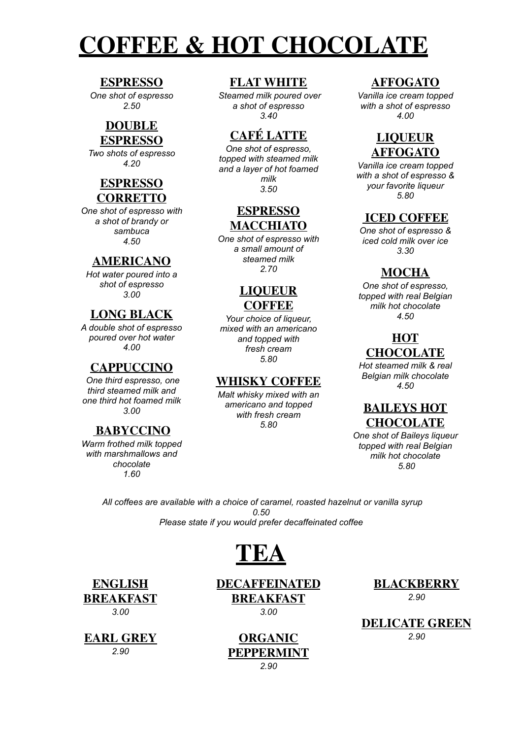# COFFEE & HOT CHOCOLATE

### ESPRESSO

*One shot of espresso*
*2.50*

### DOUBLE ESPRESSO

*Two shots of espresso*
*4.20*

### ESPRESSO CORRETTO

*One shot of espresso with a shot of brandy or sambuca*
*4.50*

### AMERICANO

*Hot water poured into a shot of espresso*
*3.00*

### LONG BLACK

*A double shot of espresso poured over hot water*
*4.00*

### CAPPUCCINO

*One third espresso, one third steamed milk and one third hot foamed milk*
*3.00*

### BABYCCINO

*Warm frothed milk topped with marshmallows and chocolate*
*1.60*

### FLAT WHITE

*Steamed milk poured over a shot of espresso*
*3.40*

### CAFÉ LATTE

*One shot of espresso, topped with steamed milk and a layer of hot foamed milk*
*3.50*

### ESPRESSO MACCHIATO

*One shot of espresso with a small amount of steamed milk*
*2.70*

### LIQUEUR COFFEE

*Your choice of liqueur, mixed with an americano and topped with fresh cream*
*5.80*

### WHISKY COFFEE

*Malt whisky mixed with an americano and topped with fresh cream*
*5.80*

### AFFOGATO

*Vanilla ice cream topped with a shot of espresso*
*4.00*

### LIQUEUR AFFOGATO

*Vanilla ice cream topped with a shot of espresso & your favorite liqueur*
*5.80*

### ICED COFFEE

*One shot of espresso & iced cold milk over ice*
*3.30*

### MOCHA

*One shot of espresso, topped with real Belgian milk hot chocolate*
*4.50*

### HOT CHOCOLATE

*Hot steamed milk & real Belgian milk chocolate*
*4.50*

### BAILEYS HOT CHOCOLATE

*One shot of Baileys liqueur topped with real Belgian milk hot chocolate*
*5.80*

*All coffees are available with a choice of caramel, roasted hazelnut or vanilla syrup*
*0.50*
*Please state if you would prefer decaffeinated coffee*

# TEA

### ENGLISH BREAKFAST

*3.00*

### EARL GREY

*2.90*

### DECAFFEINATED BREAKFAST

*3.00*

### ORGANIC PEPPERMINT

*2.90*

### BLACKBERRY

*2.90*

### DELICATE GREEN

*2.90*